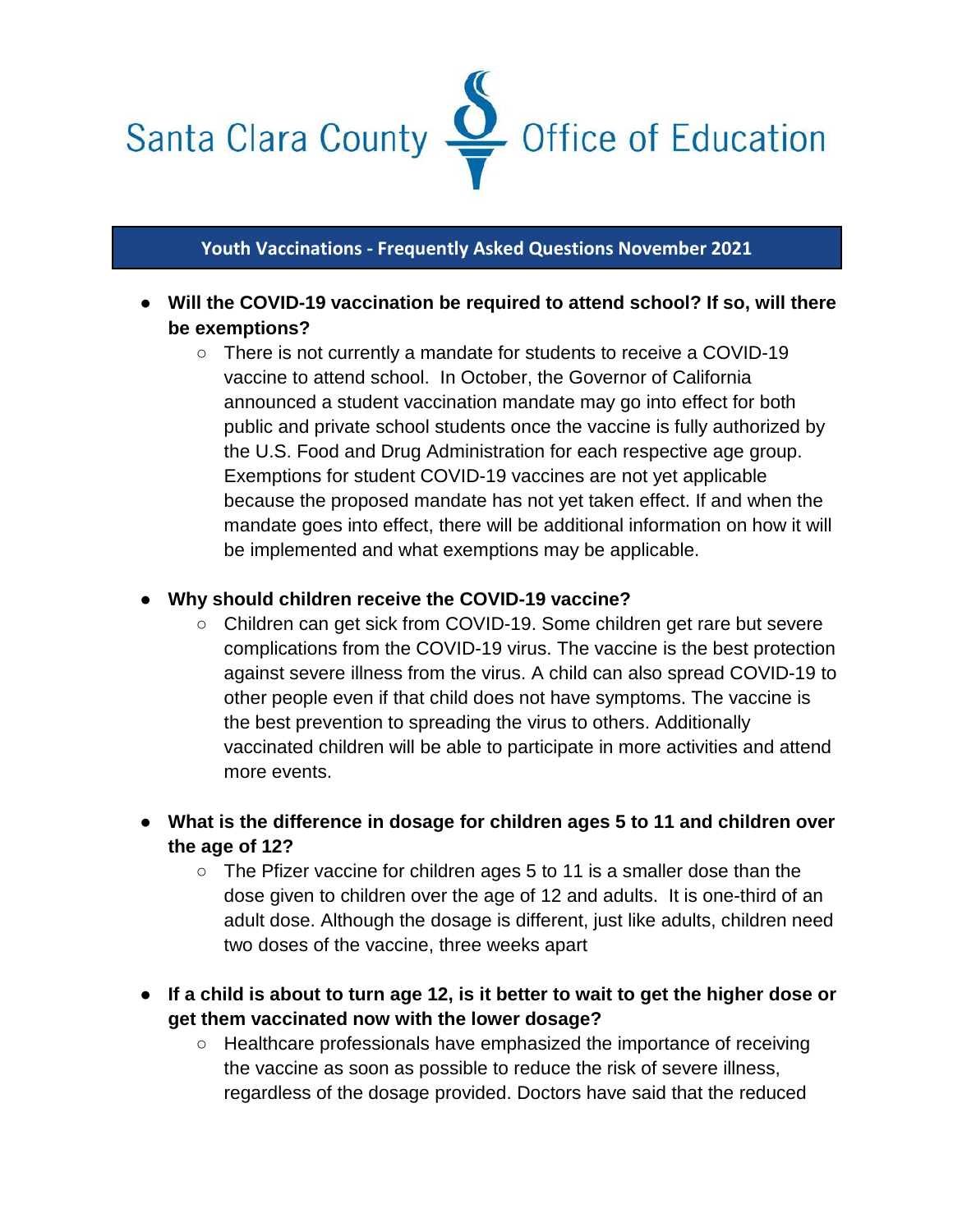# Santa Clara County Office of Education

## Youth Vaccinations - Frequently Asked Questions November 2021

- **Will the COVID-19 vaccination be required to attend school? If so, will there be exemptions?**
  - There is not currently a mandate for students to receive a COVID-19 vaccine to attend school. In October, the Governor of California announced a student vaccination mandate may go into effect for both public and private school students once the vaccine is fully authorized by the U.S. Food and Drug Administration for each respective age group. Exemptions for student COVID-19 vaccines are not yet applicable because the proposed mandate has not yet taken effect. If and when the mandate goes into effect, there will be additional information on how it will be implemented and what exemptions may be applicable.

- **Why should children receive the COVID-19 vaccine?**
  - Children can get sick from COVID-19. Some children get rare but severe complications from the COVID-19 virus. The vaccine is the best protection against severe illness from the virus. A child can also spread COVID-19 to other people even if that child does not have symptoms. The vaccine is the best prevention to spreading the virus to others. Additionally vaccinated children will be able to participate in more activities and attend more events.

- **What is the difference in dosage for children ages 5 to 11 and children over the age of 12?**
  - The Pfizer vaccine for children ages 5 to 11 is a smaller dose than the dose given to children over the age of 12 and adults. It is one-third of an adult dose. Although the dosage is different, just like adults, children need two doses of the vaccine, three weeks apart

- **If a child is about to turn age 12, is it better to wait to get the higher dose or get them vaccinated now with the lower dosage?**
  - Healthcare professionals have emphasized the importance of receiving the vaccine as soon as possible to reduce the risk of severe illness, regardless of the dosage provided. Doctors have said that the reduced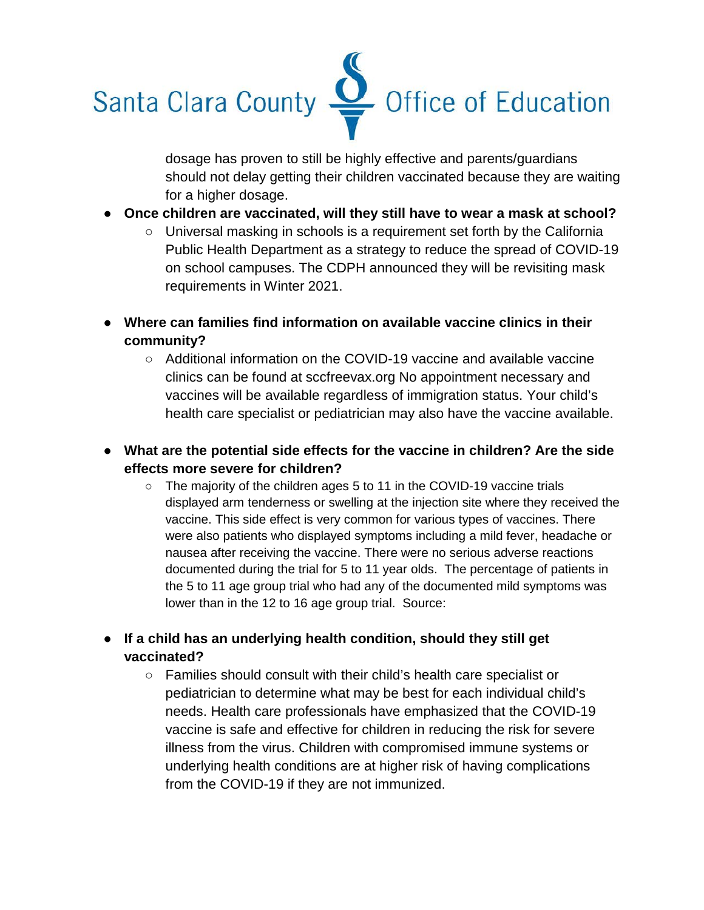dosage has proven to still be highly effective and parents/guardians should not delay getting their children vaccinated because they are waiting for a higher dosage.

- **Once children are vaccinated, will they still have to wear a mask at school?**
  - Universal masking in schools is a requirement set forth by the California Public Health Department as a strategy to reduce the spread of COVID-19 on school campuses. The CDPH announced they will be revisiting mask requirements in Winter 2021.

- **Where can families find information on available vaccine clinics in their community?**
  - Additional information on the COVID-19 vaccine and available vaccine clinics can be found at sccfreevax.org No appointment necessary and vaccines will be available regardless of immigration status. Your child's health care specialist or pediatrician may also have the vaccine available.

- **What are the potential side effects for the vaccine in children? Are the side effects more severe for children?**
  - The majority of the children ages 5 to 11 in the COVID-19 vaccine trials displayed arm tenderness or swelling at the injection site where they received the vaccine. This side effect is very common for various types of vaccines. There were also patients who displayed symptoms including a mild fever, headache or nausea after receiving the vaccine. There were no serious adverse reactions documented during the trial for 5 to 11 year olds. The percentage of patients in the 5 to 11 age group trial who had any of the documented mild symptoms was lower than in the 12 to 16 age group trial. Source:

- **If a child has an underlying health condition, should they still get vaccinated?**
  - Families should consult with their child's health care specialist or pediatrician to determine what may be best for each individual child's needs. Health care professionals have emphasized that the COVID-19 vaccine is safe and effective for children in reducing the risk for severe illness from the virus. Children with compromised immune systems or underlying health conditions are at higher risk of having complications from the COVID-19 if they are not immunized.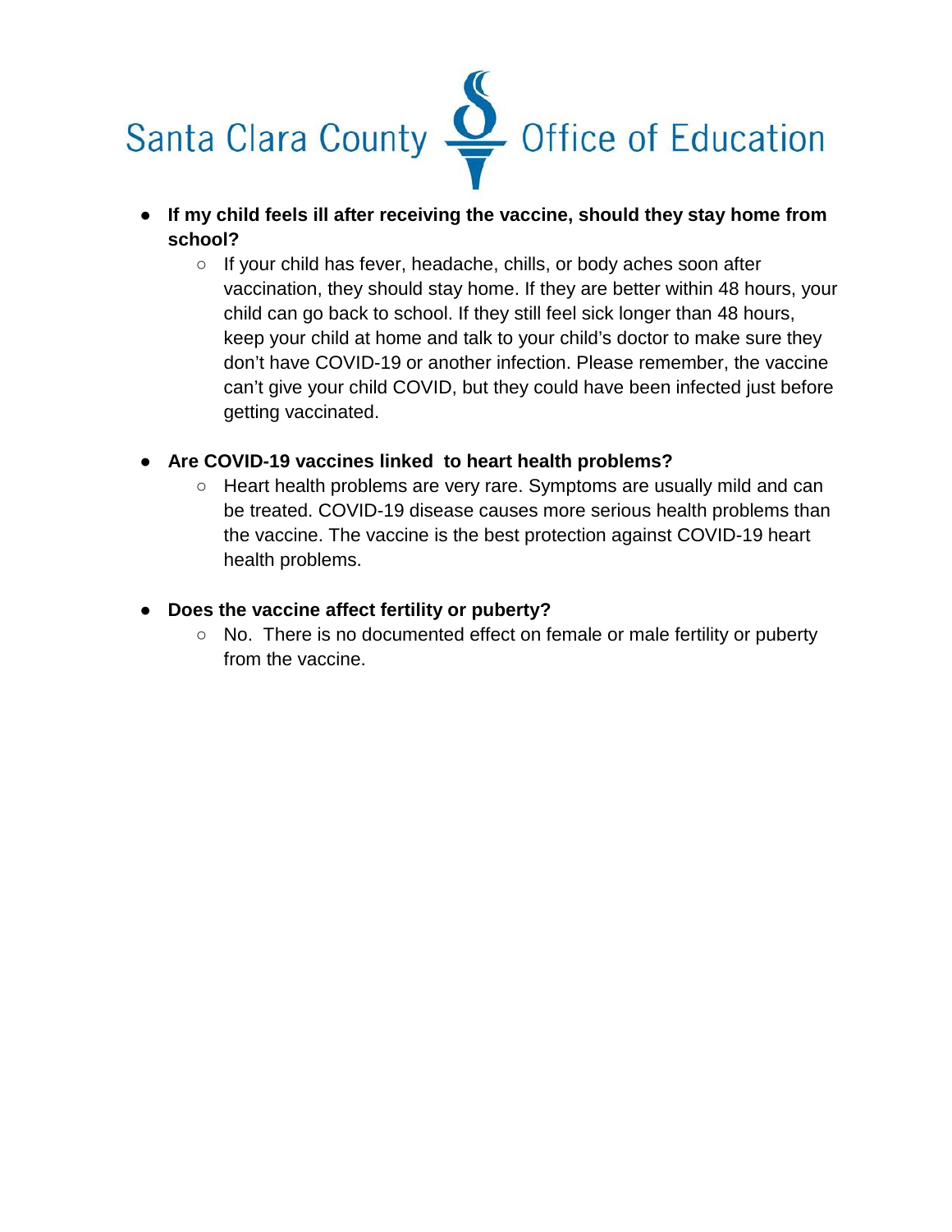- **If my child feels ill after receiving the vaccine, should they stay home from school?**
    - If your child has fever, headache, chills, or body aches soon after vaccination, they should stay home. If they are better within 48 hours, your child can go back to school. If they still feel sick longer than 48 hours, keep your child at home and talk to your child's doctor to make sure they don't have COVID-19 or another infection. Please remember, the vaccine can't give your child COVID, but they could have been infected just before getting vaccinated.

- **Are COVID-19 vaccines linked to heart health problems?**
    - Heart health problems are very rare. Symptoms are usually mild and can be treated. COVID-19 disease causes more serious health problems than the vaccine. The vaccine is the best protection against COVID-19 heart health problems.

- **Does the vaccine affect fertility or puberty?**
    - No. There is no documented effect on female or male fertility or puberty from the vaccine.